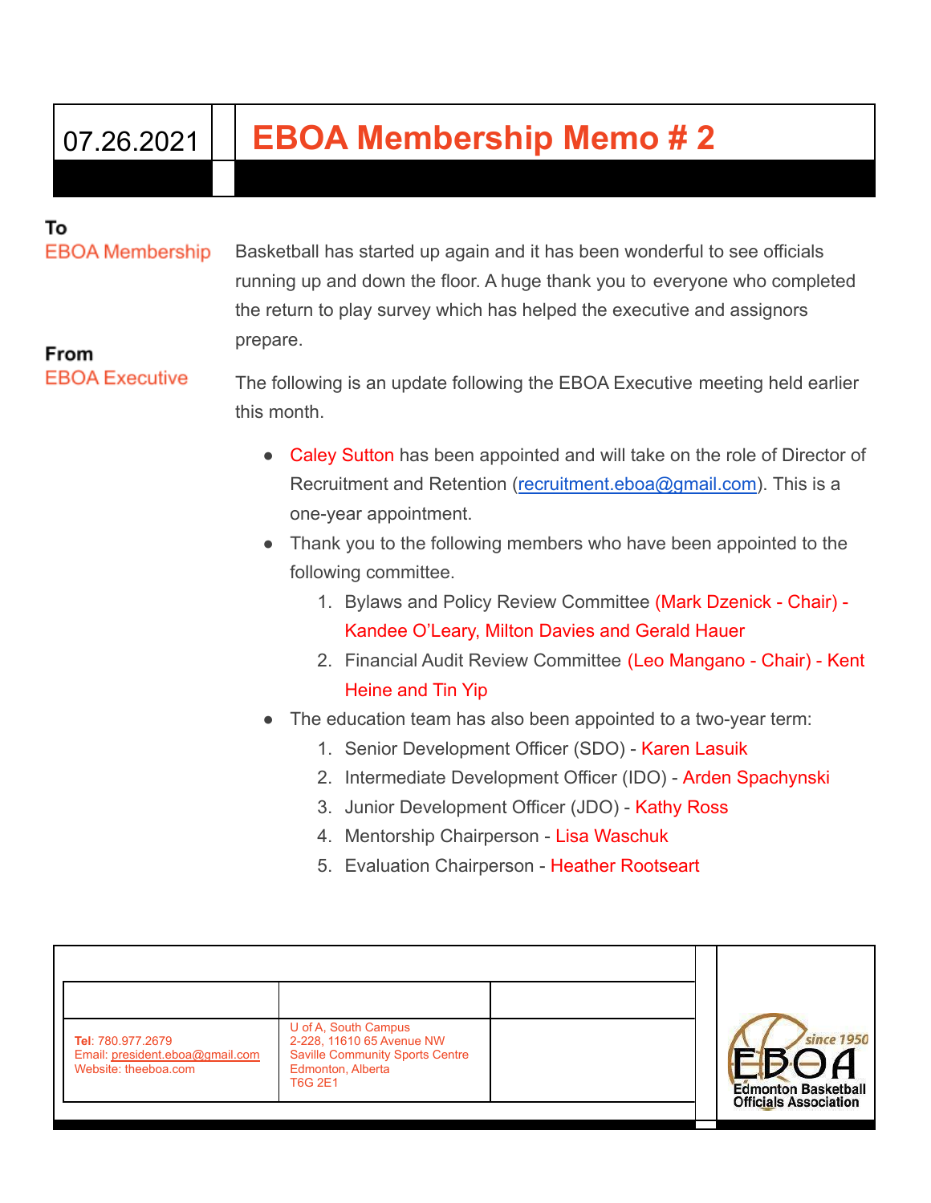07.26.2021

# EBOA Membership Memo # 2

**To**
EBOA Membership

**From**
EBOA Executive

Basketball has started up again and it has been wonderful to see officials running up and down the floor. A huge thank you to everyone who completed the return to play survey which has helped the executive and assignors prepare.

The following is an update following the EBOA Executive meeting held earlier this month.

- Caley Sutton has been appointed and will take on the role of Director of Recruitment and Retention (recruitment.eboa@gmail.com). This is a one-year appointment.
- Thank you to the following members who have been appointed to the following committee.
  1. Bylaws and Policy Review Committee (Mark Dzenick - Chair) - Kandee O'Leary, Milton Davies and Gerald Hauer
  2. Financial Audit Review Committee (Leo Mangano - Chair) - Kent Heine and Tin Yip
- The education team has also been appointed to a two-year term:
  1. Senior Development Officer (SDO) - Karen Lasuik
  2. Intermediate Development Officer (IDO) - Arden Spachynski
  3. Junior Development Officer (JDO) - Kathy Ross
  4. Mentorship Chairperson - Lisa Waschuk
  5. Evaluation Chairperson - Heather Rootseart

| | | |
|---|---|---|
| **Tel**: 780.977.2679<br>Email: president.eboa@gmail.com<br>Website: theeboa.com | U of A, South Campus<br>2-228, 11610 65 Avenue NW<br>Saville Community Sports Centre<br>Edmonton, Alberta<br>T6G 2E1 | |

since 1950
EBOA
Edmonton Basketball Officials Association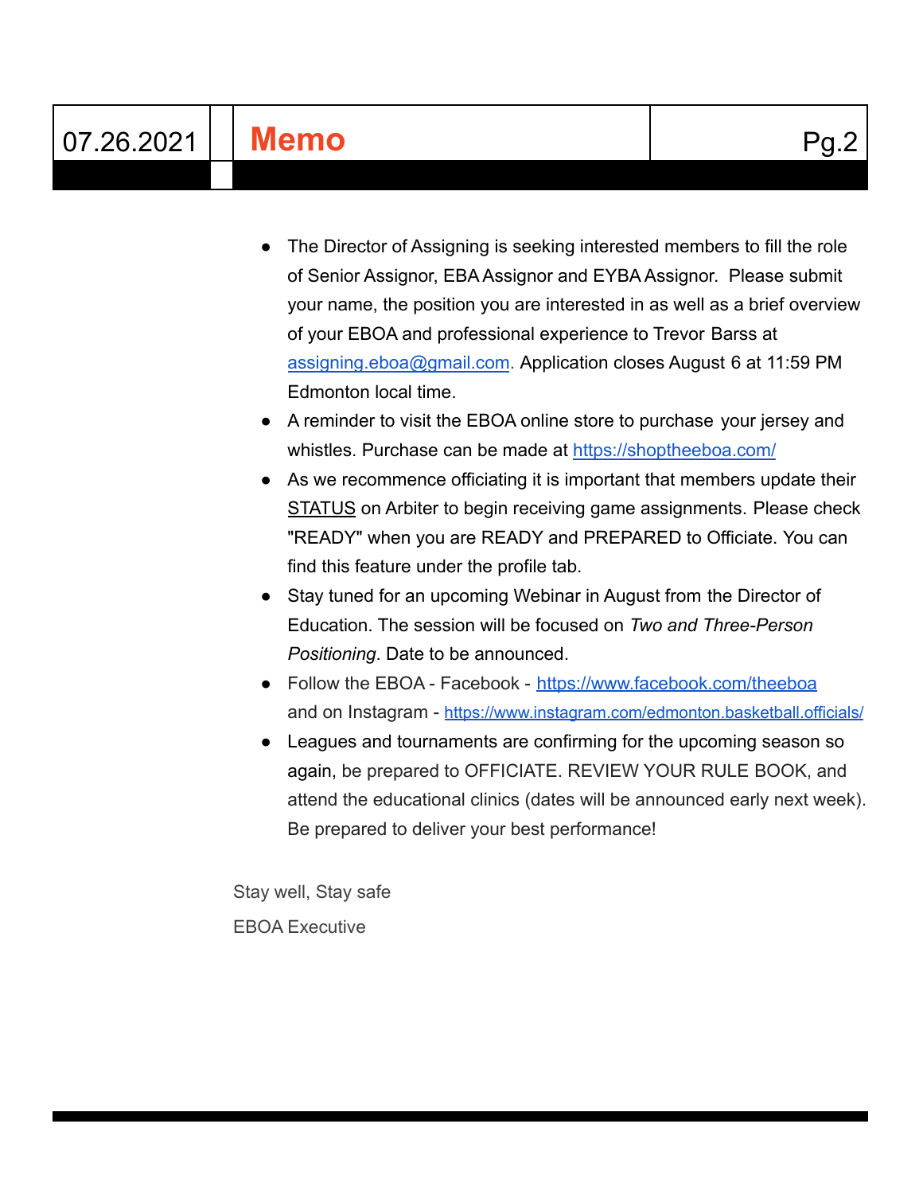- The Director of Assigning is seeking interested members to fill the role of Senior Assignor, EBA Assignor and EYBA Assignor. Please submit your name, the position you are interested in as well as a brief overview of your EBOA and professional experience to Trevor Barss at assigning.eboa@gmail.com. Application closes August 6 at 11:59 PM Edmonton local time.
- A reminder to visit the EBOA online store to purchase your jersey and whistles. Purchase can be made at https://shoptheeboa.com/
- As we recommence officiating it is important that members update their STATUS on Arbiter to begin receiving game assignments. Please check "READY" when you are READY and PREPARED to Officiate. You can find this feature under the profile tab.
- Stay tuned for an upcoming Webinar in August from the Director of Education. The session will be focused on *Two and Three-Person Positioning*. Date to be announced.
- Follow the EBOA - Facebook - https://www.facebook.com/theeboa and on Instagram - https://www.instagram.com/edmonton.basketball.officials/
- Leagues and tournaments are confirming for the upcoming season so again, be prepared to OFFICIATE. REVIEW YOUR RULE BOOK, and attend the educational clinics (dates will be announced early next week). Be prepared to deliver your best performance!

Stay well, Stay safe

EBOA Executive